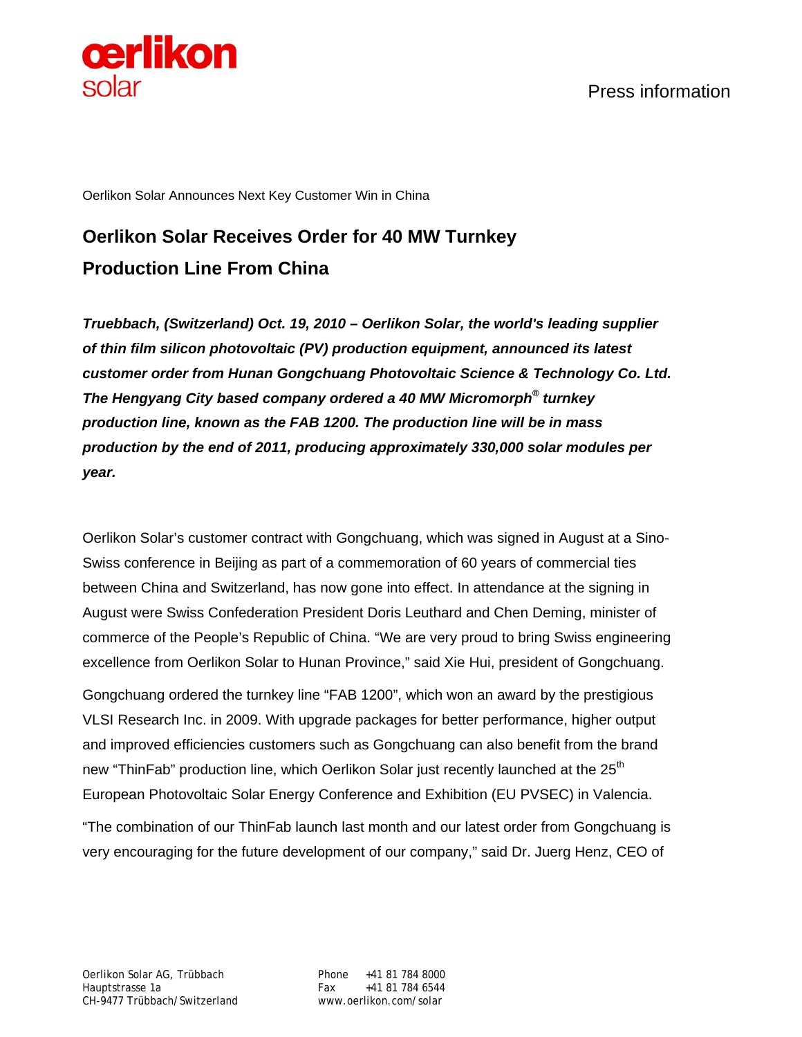Press information

Oerlikon Solar Announces Next Key Customer Win in China

# Oerlikon Solar Receives Order for 40 MW Turnkey Production Line From China

***Truebbach, (Switzerland) Oct. 19, 2010 – Oerlikon Solar, the world's leading supplier of thin film silicon photovoltaic (PV) production equipment, announced its latest customer order from Hunan Gongchuang Photovoltaic Science & Technology Co. Ltd. The Hengyang City based company ordered a 40 MW Micromorph® turnkey production line, known as the FAB 1200. The production line will be in mass production by the end of 2011, producing approximately 330,000 solar modules per year.***

Oerlikon Solar's customer contract with Gongchuang, which was signed in August at a Sino-Swiss conference in Beijing as part of a commemoration of 60 years of commercial ties between China and Switzerland, has now gone into effect. In attendance at the signing in August were Swiss Confederation President Doris Leuthard and Chen Deming, minister of commerce of the People's Republic of China. "We are very proud to bring Swiss engineering excellence from Oerlikon Solar to Hunan Province," said Xie Hui, president of Gongchuang.

Gongchuang ordered the turnkey line "FAB 1200", which won an award by the prestigious VLSI Research Inc. in 2009. With upgrade packages for better performance, higher output and improved efficiencies customers such as Gongchuang can also benefit from the brand new "ThinFab" production line, which Oerlikon Solar just recently launched at the 25th European Photovoltaic Solar Energy Conference and Exhibition (EU PVSEC) in Valencia.

"The combination of our ThinFab launch last month and our latest order from Gongchuang is very encouraging for the future development of our company," said Dr. Juerg Henz, CEO of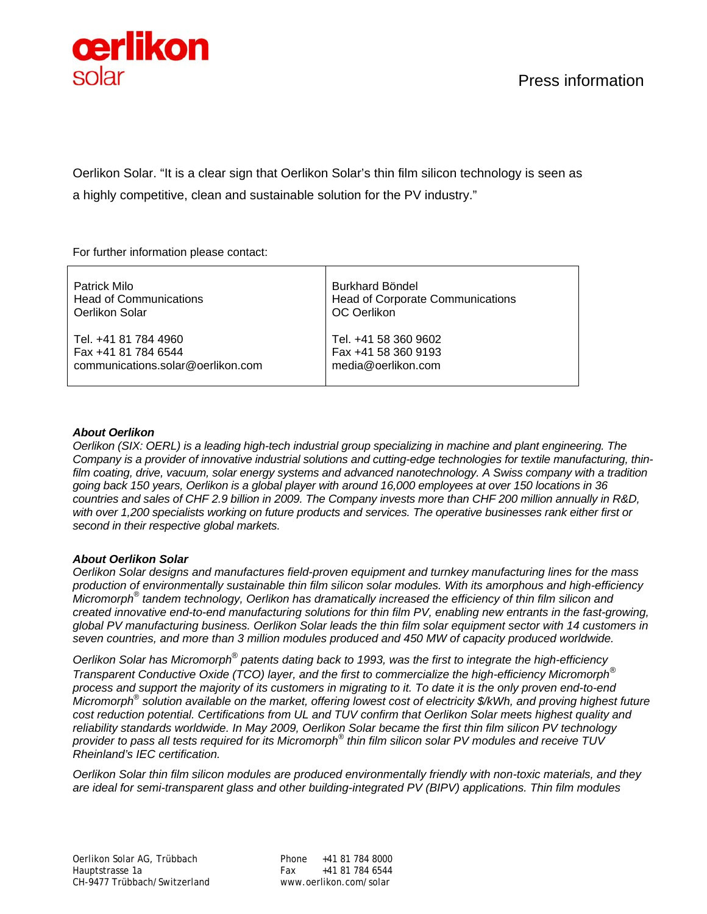Oerlikon Solar. “It is a clear sign that Oerlikon Solar’s thin film silicon technology is seen as a highly competitive, clean and sustainable solution for the PV industry.”

For further information please contact:

| Patrick Milo<br>Head of Communications<br>Oerlikon Solar<br><br>Tel. +41 81 784 4960<br>Fax +41 81 784 6544<br>communications.solar@oerlikon.com | Burkhard Böndel<br>Head of Corporate Communications<br>OC Oerlikon<br><br>Tel. +41 58 360 9602<br>Fax +41 58 360 9193<br>media@oerlikon.com |
|---|---|

***About Oerlikon***

*Oerlikon (SIX: OERL) is a leading high-tech industrial group specializing in machine and plant engineering. The Company is a provider of innovative industrial solutions and cutting-edge technologies for textile manufacturing, thin-film coating, drive, vacuum, solar energy systems and advanced nanotechnology. A Swiss company with a tradition going back 150 years, Oerlikon is a global player with around 16,000 employees at over 150 locations in 36 countries and sales of CHF 2.9 billion in 2009. The Company invests more than CHF 200 million annually in R&D, with over 1,200 specialists working on future products and services. The operative businesses rank either first or second in their respective global markets.*

***About Oerlikon Solar***

*Oerlikon Solar designs and manufactures field-proven equipment and turnkey manufacturing lines for the mass production of environmentally sustainable thin film silicon solar modules. With its amorphous and high-efficiency Micromorph® tandem technology, Oerlikon has dramatically increased the efficiency of thin film silicon and created innovative end-to-end manufacturing solutions for thin film PV, enabling new entrants in the fast-growing, global PV manufacturing business. Oerlikon Solar leads the thin film solar equipment sector with 14 customers in seven countries, and more than 3 million modules produced and 450 MW of capacity produced worldwide.*

*Oerlikon Solar has Micromorph® patents dating back to 1993, was the first to integrate the high-efficiency Transparent Conductive Oxide (TCO) layer, and the first to commercialize the high-efficiency Micromorph® process and support the majority of its customers in migrating to it. To date it is the only proven end-to-end Micromorph® solution available on the market, offering lowest cost of electricity $/kWh, and proving highest future cost reduction potential. Certifications from UL and TUV confirm that Oerlikon Solar meets highest quality and reliability standards worldwide. In May 2009, Oerlikon Solar became the first thin film silicon PV technology provider to pass all tests required for its Micromorph® thin film silicon solar PV modules and receive TUV Rheinland’s IEC certification.*

*Oerlikon Solar thin film silicon modules are produced environmentally friendly with non-toxic materials, and they are ideal for semi-transparent glass and other building-integrated PV (BIPV) applications. Thin film modules*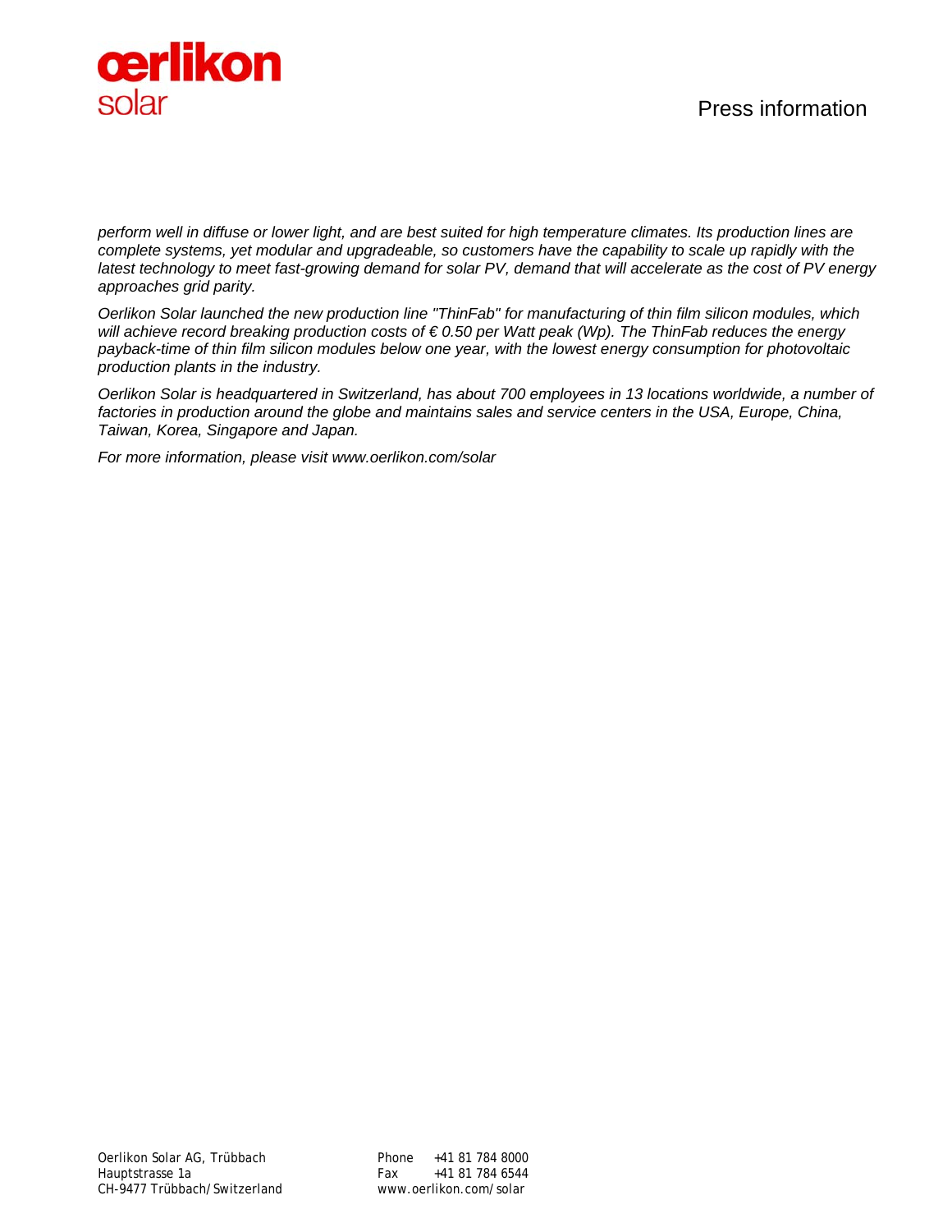*perform well in diffuse or lower light, and are best suited for high temperature climates. Its production lines are complete systems, yet modular and upgradeable, so customers have the capability to scale up rapidly with the latest technology to meet fast-growing demand for solar PV, demand that will accelerate as the cost of PV energy approaches grid parity.*

*Oerlikon Solar launched the new production line "ThinFab" for manufacturing of thin film silicon modules, which will achieve record breaking production costs of € 0.50 per Watt peak (Wp). The ThinFab reduces the energy payback-time of thin film silicon modules below one year, with the lowest energy consumption for photovoltaic production plants in the industry.*

*Oerlikon Solar is headquartered in Switzerland, has about 700 employees in 13 locations worldwide, a number of factories in production around the globe and maintains sales and service centers in the USA, Europe, China, Taiwan, Korea, Singapore and Japan.*

*For more information, please visit www.oerlikon.com/solar*